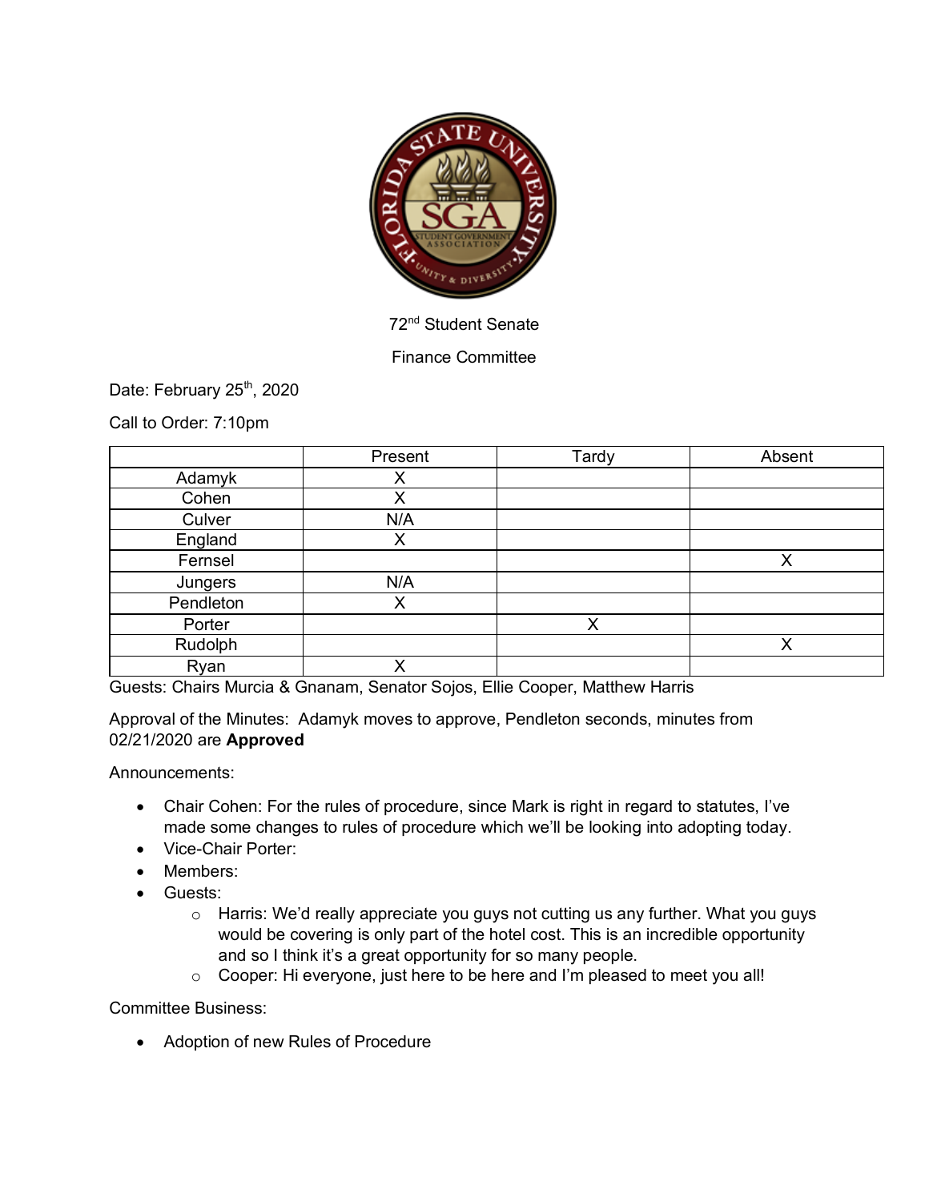72nd Student Senate

Finance Committee

Date: February 25th, 2020

Call to Order: 7:10pm

| | Present | Tardy | Absent |
|---|---|---|---|
| Adamyk | X | | |
| Cohen | X | | |
| Culver | N/A | | |
| England | X | | |
| Fernsel | | | X |
| Jungers | N/A | | |
| Pendleton | X | | |
| Porter | | X | |
| Rudolph | | | X |
| Ryan | X | | |

Guests: Chairs Murcia & Gnanam, Senator Sojos, Ellie Cooper, Matthew Harris

Approval of the Minutes: Adamyk moves to approve, Pendleton seconds, minutes from 02/21/2020 are **Approved**

Announcements:

- Chair Cohen: For the rules of procedure, since Mark is right in regard to statutes, I've made some changes to rules of procedure which we'll be looking into adopting today.
- Vice-Chair Porter:
- Members:
- Guests:
    - Harris: We'd really appreciate you guys not cutting us any further. What you guys would be covering is only part of the hotel cost. This is an incredible opportunity and so I think it's a great opportunity for so many people.
    - Cooper: Hi everyone, just here to be here and I'm pleased to meet you all!

Committee Business:

- Adoption of new Rules of Procedure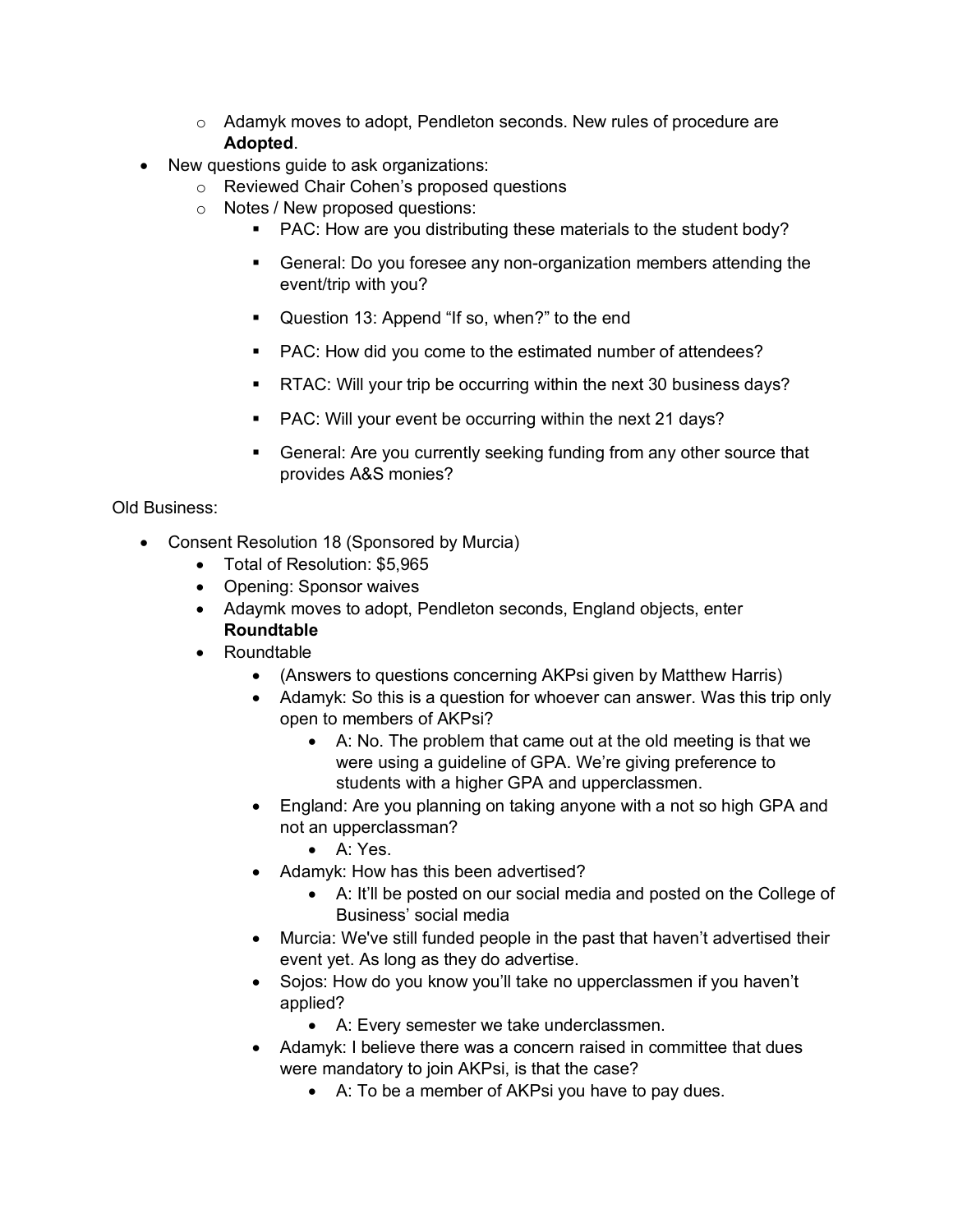- Adamyk moves to adopt, Pendleton seconds. New rules of procedure are **Adopted**.
- New questions guide to ask organizations:
  - Reviewed Chair Cohen's proposed questions
  - Notes / New proposed questions:
    - PAC: How are you distributing these materials to the student body?
    - General: Do you foresee any non-organization members attending the event/trip with you?
    - Question 13: Append "If so, when?" to the end
    - PAC: How did you come to the estimated number of attendees?
    - RTAC: Will your trip be occurring within the next 30 business days?
    - PAC: Will your event be occurring within the next 21 days?
    - General: Are you currently seeking funding from any other source that provides A&S monies?

Old Business:

- Consent Resolution 18 (Sponsored by Murcia)
  - Total of Resolution: $5,965
  - Opening: Sponsor waives
  - Adaymk moves to adopt, Pendleton seconds, England objects, enter **Roundtable**
  - Roundtable
    - (Answers to questions concerning AKPsi given by Matthew Harris)
    - Adamyk: So this is a question for whoever can answer. Was this trip only open to members of AKPsi?
      - A: No. The problem that came out at the old meeting is that we were using a guideline of GPA. We're giving preference to students with a higher GPA and upperclassmen.
    - England: Are you planning on taking anyone with a not so high GPA and not an upperclassman?
      - A: Yes.
    - Adamyk: How has this been advertised?
      - A: It'll be posted on our social media and posted on the College of Business' social media
    - Murcia: We've still funded people in the past that haven't advertised their event yet. As long as they do advertise.
    - Sojos: How do you know you'll take no upperclassmen if you haven't applied?
      - A: Every semester we take underclassmen.
    - Adamyk: I believe there was a concern raised in committee that dues were mandatory to join AKPsi, is that the case?
      - A: To be a member of AKPsi you have to pay dues.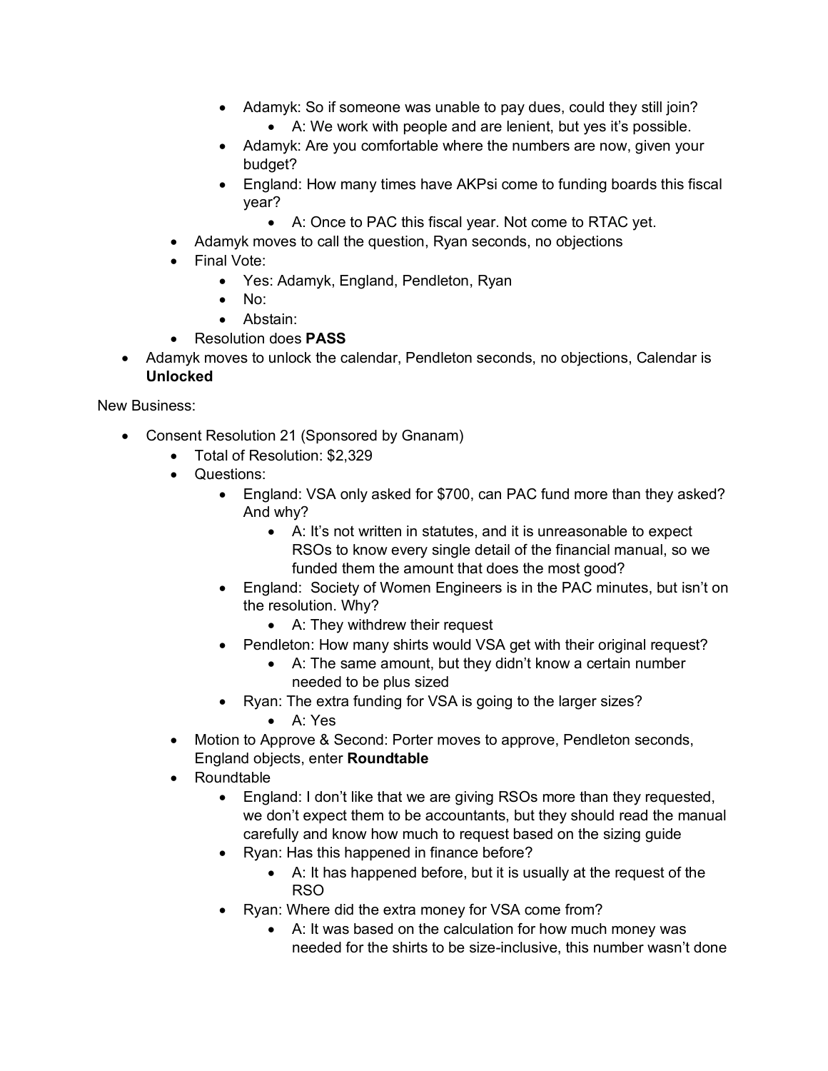- Adamyk: So if someone was unable to pay dues, could they still join?
            - A: We work with people and are lenient, but yes it's possible.
        - Adamyk: Are you comfortable where the numbers are now, given your budget?
        - England: How many times have AKPsi come to funding boards this fiscal year?
            - A: Once to PAC this fiscal year. Not come to RTAC yet.
    - Adamyk moves to call the question, Ryan seconds, no objections
    - Final Vote:
        - Yes: Adamyk, England, Pendleton, Ryan
        - No:
        - Abstain:
    - Resolution does **PASS**
- Adamyk moves to unlock the calendar, Pendleton seconds, no objections, Calendar is **Unlocked**

New Business:

- Consent Resolution 21 (Sponsored by Gnanam)
    - Total of Resolution: $2,329
    - Questions:
        - England: VSA only asked for $700, can PAC fund more than they asked? And why?
            - A: It's not written in statutes, and it is unreasonable to expect RSOs to know every single detail of the financial manual, so we funded them the amount that does the most good?
        - England: Society of Women Engineers is in the PAC minutes, but isn't on the resolution. Why?
            - A: They withdrew their request
        - Pendleton: How many shirts would VSA get with their original request?
            - A: The same amount, but they didn't know a certain number needed to be plus sized
        - Ryan: The extra funding for VSA is going to the larger sizes?
            - A: Yes
    - Motion to Approve & Second: Porter moves to approve, Pendleton seconds, England objects, enter **Roundtable**
    - Roundtable
        - England: I don't like that we are giving RSOs more than they requested, we don't expect them to be accountants, but they should read the manual carefully and know how much to request based on the sizing guide
        - Ryan: Has this happened in finance before?
            - A: It has happened before, but it is usually at the request of the RSO
        - Ryan: Where did the extra money for VSA come from?
            - A: It was based on the calculation for how much money was needed for the shirts to be size-inclusive, this number wasn't done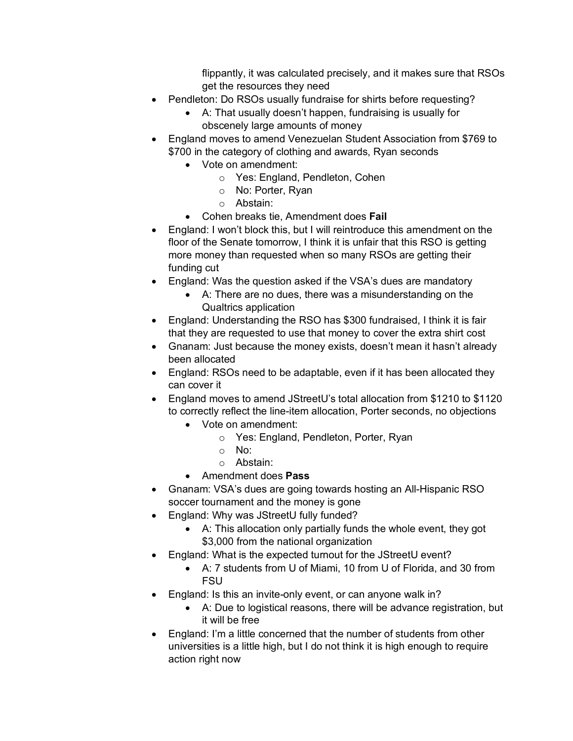flippantly, it was calculated precisely, and it makes sure that RSOs get the resources they need

- Pendleton: Do RSOs usually fundraise for shirts before requesting?
  - A: That usually doesn't happen, fundraising is usually for obscenely large amounts of money
- England moves to amend Venezuelan Student Association from $769 to $700 in the category of clothing and awards, Ryan seconds
  - Vote on amendment:
    - Yes: England, Pendleton, Cohen
    - No: Porter, Ryan
    - Abstain:
  - Cohen breaks tie, Amendment does **Fail**
- England: I won't block this, but I will reintroduce this amendment on the floor of the Senate tomorrow, I think it is unfair that this RSO is getting more money than requested when so many RSOs are getting their funding cut
- England: Was the question asked if the VSA's dues are mandatory
  - A: There are no dues, there was a misunderstanding on the Qualtrics application
- England: Understanding the RSO has $300 fundraised, I think it is fair that they are requested to use that money to cover the extra shirt cost
- Gnanam: Just because the money exists, doesn't mean it hasn't already been allocated
- England: RSOs need to be adaptable, even if it has been allocated they can cover it
- England moves to amend JStreetU's total allocation from $1210 to $1120 to correctly reflect the line-item allocation, Porter seconds, no objections
  - Vote on amendment:
    - Yes: England, Pendleton, Porter, Ryan
    - No:
    - Abstain:
  - Amendment does **Pass**
- Gnanam: VSA's dues are going towards hosting an All-Hispanic RSO soccer tournament and the money is gone
- England: Why was JStreetU fully funded?
  - A: This allocation only partially funds the whole event, they got $3,000 from the national organization
- England: What is the expected turnout for the JStreetU event?
  - A: 7 students from U of Miami, 10 from U of Florida, and 30 from FSU
- England: Is this an invite-only event, or can anyone walk in?
  - A: Due to logistical reasons, there will be advance registration, but it will be free
- England: I'm a little concerned that the number of students from other universities is a little high, but I do not think it is high enough to require action right now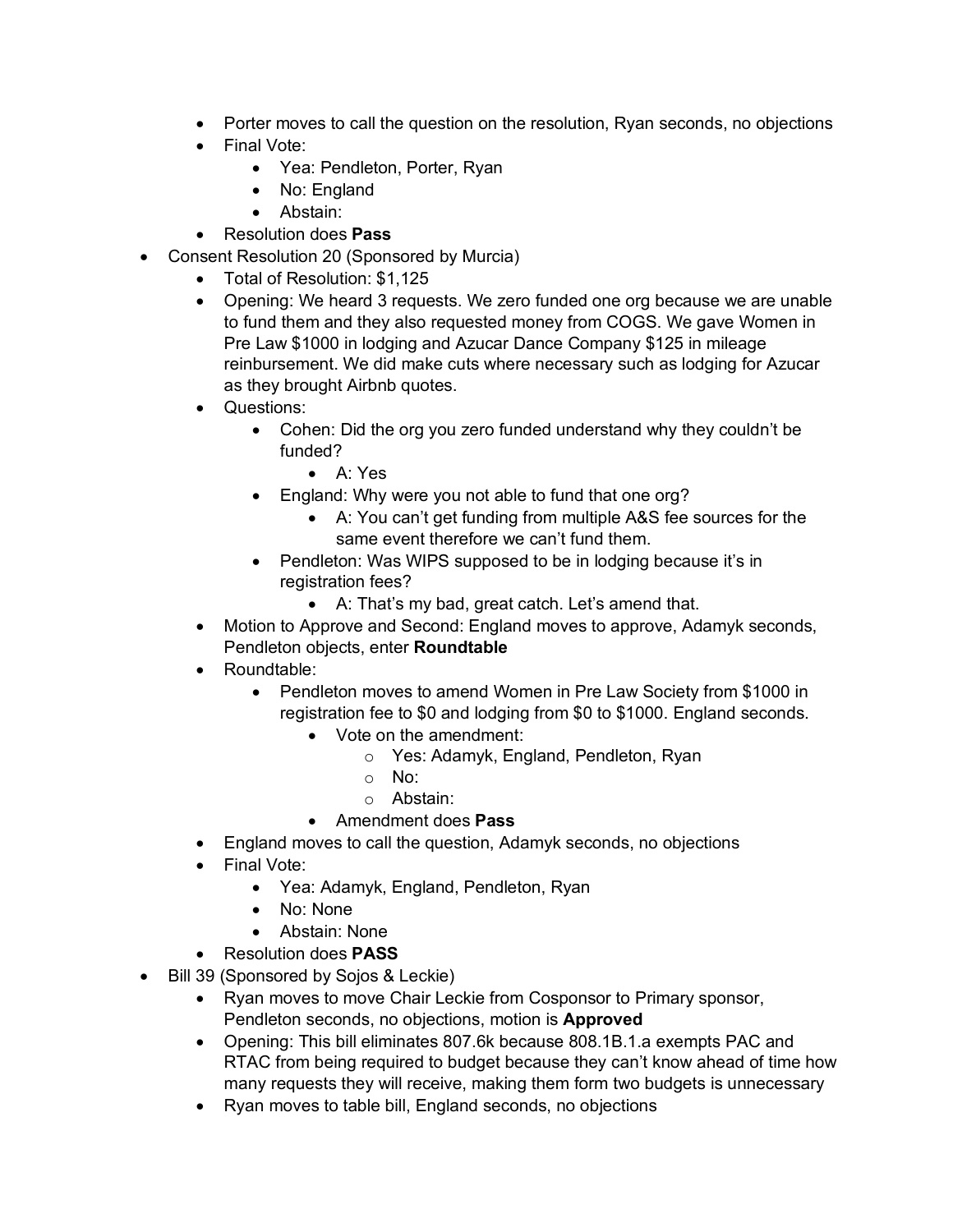- Porter moves to call the question on the resolution, Ryan seconds, no objections
- Final Vote:
  - Yea: Pendleton, Porter, Ryan
  - No: England
  - Abstain:
- Resolution does **Pass**

- Consent Resolution 20 (Sponsored by Murcia)
  - Total of Resolution: $1,125
  - Opening: We heard 3 requests. We zero funded one org because we are unable to fund them and they also requested money from COGS. We gave Women in Pre Law $1000 in lodging and Azucar Dance Company $125 in mileage reimbursement. We did make cuts where necessary such as lodging for Azucar as they brought Airbnb quotes.
  - Questions:
    - Cohen: Did the org you zero funded understand why they couldn't be funded?
      - A: Yes
    - England: Why were you not able to fund that one org?
      - A: You can't get funding from multiple A&S fee sources for the same event therefore we can't fund them.
    - Pendleton: Was WIPS supposed to be in lodging because it's in registration fees?
      - A: That's my bad, great catch. Let's amend that.
  - Motion to Approve and Second: England moves to approve, Adamyk seconds, Pendleton objects, enter **Roundtable**
  - Roundtable:
    - Pendleton moves to amend Women in Pre Law Society from $1000 in registration fee to $0 and lodging from $0 to $1000. England seconds.
      - Vote on the amendment:
        - Yes: Adamyk, England, Pendleton, Ryan
        - No:
        - Abstain:
      - Amendment does **Pass**
  - England moves to call the question, Adamyk seconds, no objections
  - Final Vote:
    - Yea: Adamyk, England, Pendleton, Ryan
    - No: None
    - Abstain: None
  - Resolution does **PASS**

- Bill 39 (Sponsored by Sojos & Leckie)
  - Ryan moves to move Chair Leckie from Cosponsor to Primary sponsor, Pendleton seconds, no objections, motion is **Approved**
  - Opening: This bill eliminates 807.6k because 808.1B.1.a exempts PAC and RTAC from being required to budget because they can't know ahead of time how many requests they will receive, making them form two budgets is unnecessary
  - Ryan moves to table bill, England seconds, no objections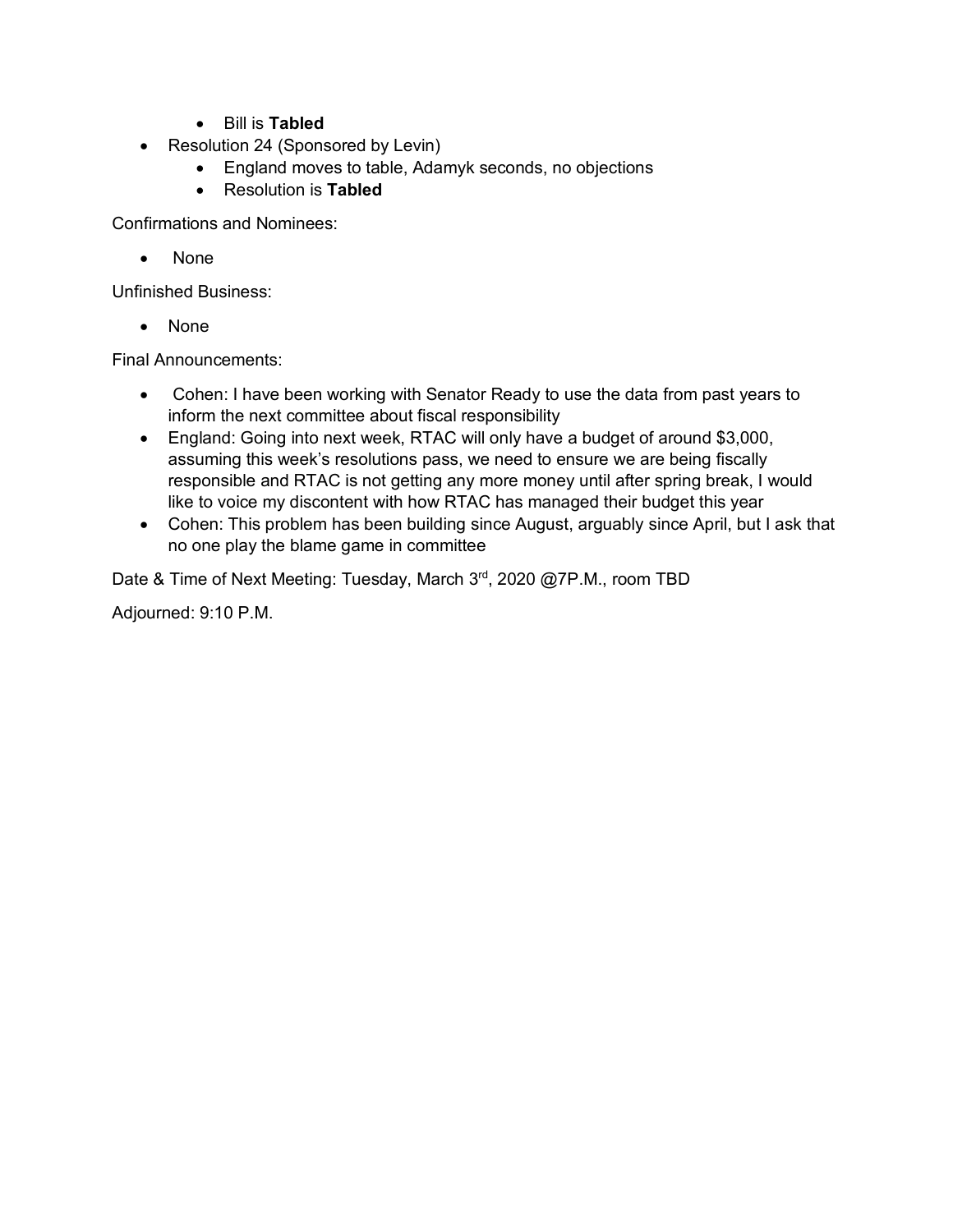- Bill is **Tabled**
- Resolution 24 (Sponsored by Levin)
    - England moves to table, Adamyk seconds, no objections
    - Resolution is **Tabled**

Confirmations and Nominees:

- None

Unfinished Business:

- None

Final Announcements:

- Cohen: I have been working with Senator Ready to use the data from past years to inform the next committee about fiscal responsibility
- England: Going into next week, RTAC will only have a budget of around $3,000, assuming this week's resolutions pass, we need to ensure we are being fiscally responsible and RTAC is not getting any more money until after spring break, I would like to voice my discontent with how RTAC has managed their budget this year
- Cohen: This problem has been building since August, arguably since April, but I ask that no one play the blame game in committee

Date & Time of Next Meeting: Tuesday, March 3rd, 2020 @7P.M., room TBD

Adjourned: 9:10 P.M.